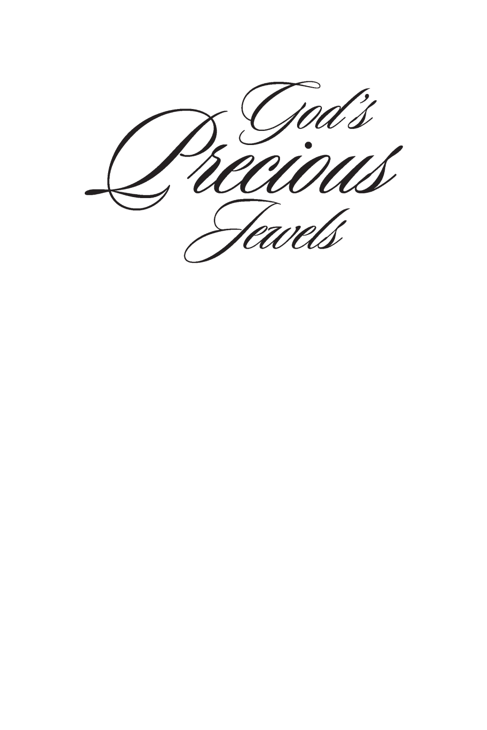# God's Precious Jewels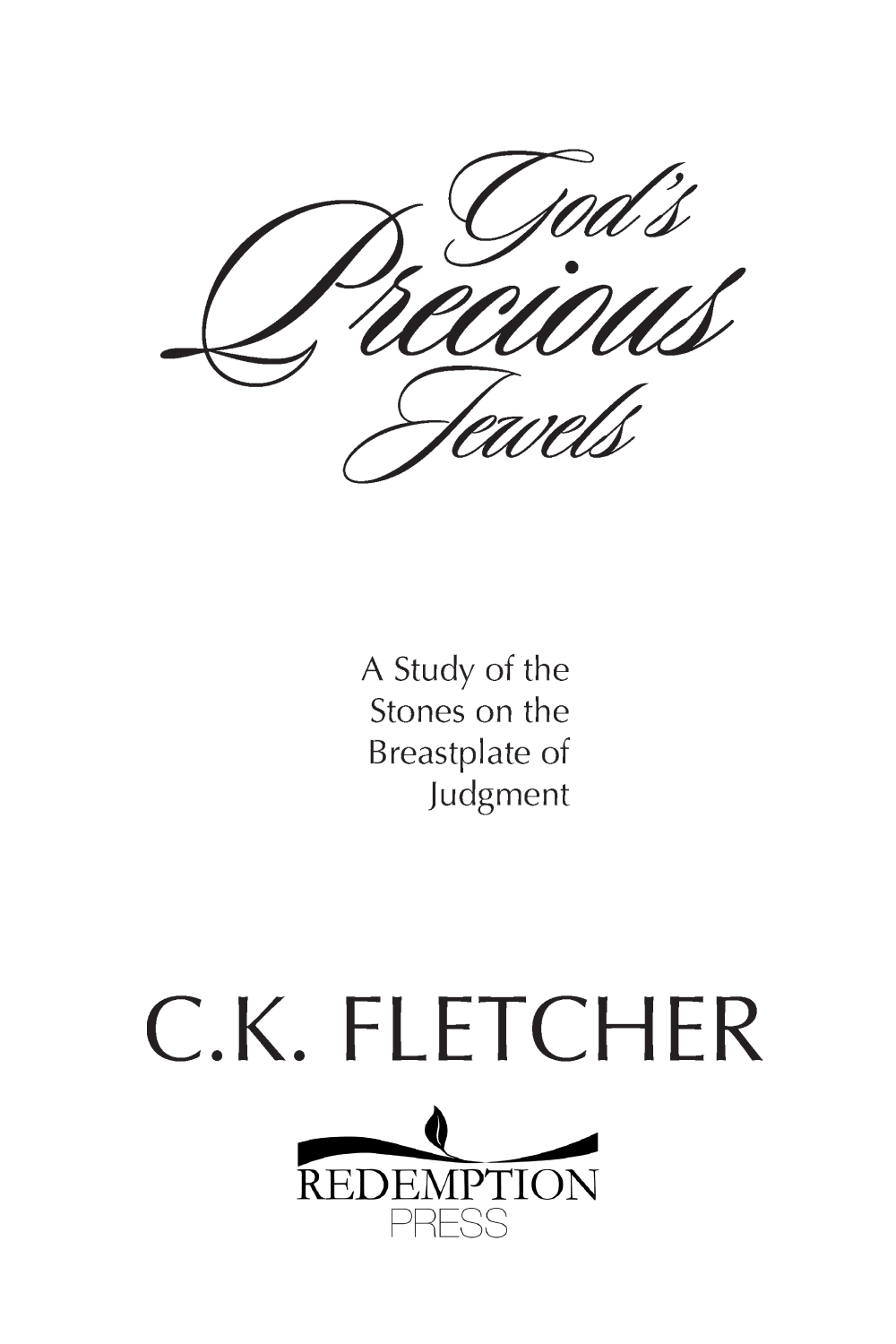# God's Precious Jewels

A Study of the Stones on the Breastplate of Judgment

C.K. FLETCHER

REDEMPTION PRESS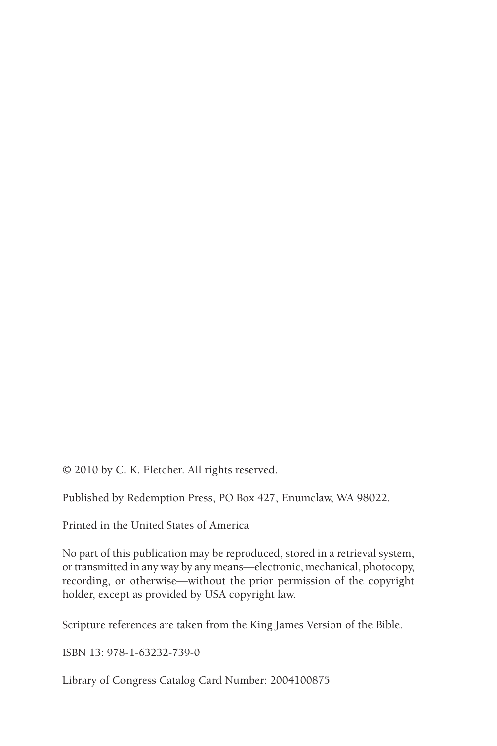© 2010 by C. K. Fletcher. All rights reserved.

Published by Redemption Press, PO Box 427, Enumclaw, WA 98022.

Printed in the United States of America

No part of this publication may be reproduced, stored in a retrieval system, or transmitted in any way by any means—electronic, mechanical, photocopy, recording, or otherwise—without the prior permission of the copyright holder, except as provided by USA copyright law.

Scripture references are taken from the King James Version of the Bible.

ISBN 13: 978-1-63232-739-0

Library of Congress Catalog Card Number: 2004100875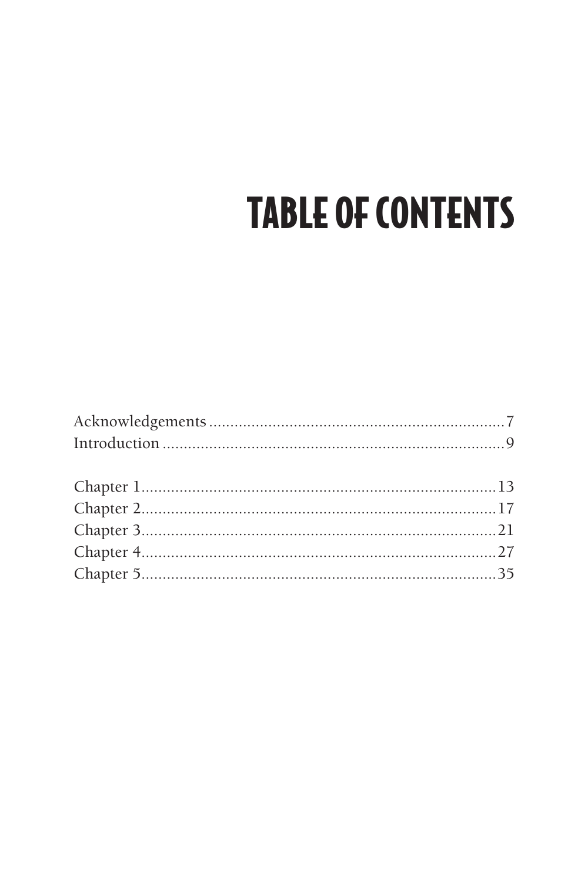# TABLE OF CONTENTS

Acknowledgements ........................................................................ 7
Introduction ................................................................................ 9

Chapter 1 .................................................................................... 13
Chapter 2 .................................................................................... 17
Chapter 3 .................................................................................... 21
Chapter 4 .................................................................................... 27
Chapter 5 .................................................................................... 35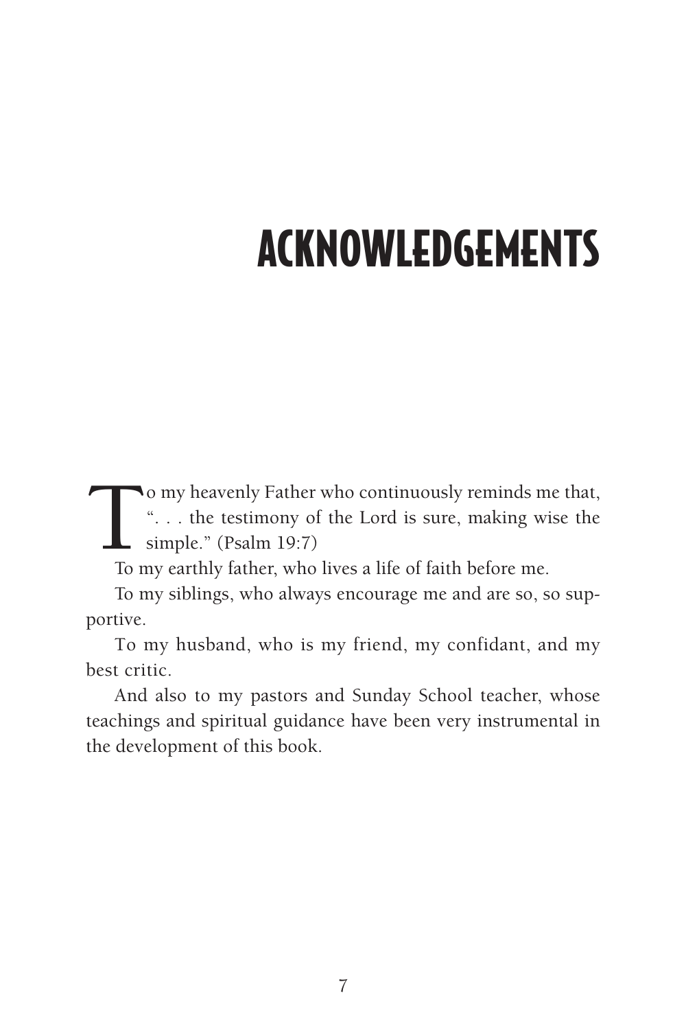# ACKNOWLEDGEMENTS

To my heavenly Father who continuously reminds me that, ". . . the testimony of the Lord is sure, making wise the simple." (Psalm 19:7)

To my earthly father, who lives a life of faith before me.

To my siblings, who always encourage me and are so, so supportive.

To my husband, who is my friend, my confidant, and my best critic.

And also to my pastors and Sunday School teacher, whose teachings and spiritual guidance have been very instrumental in the development of this book.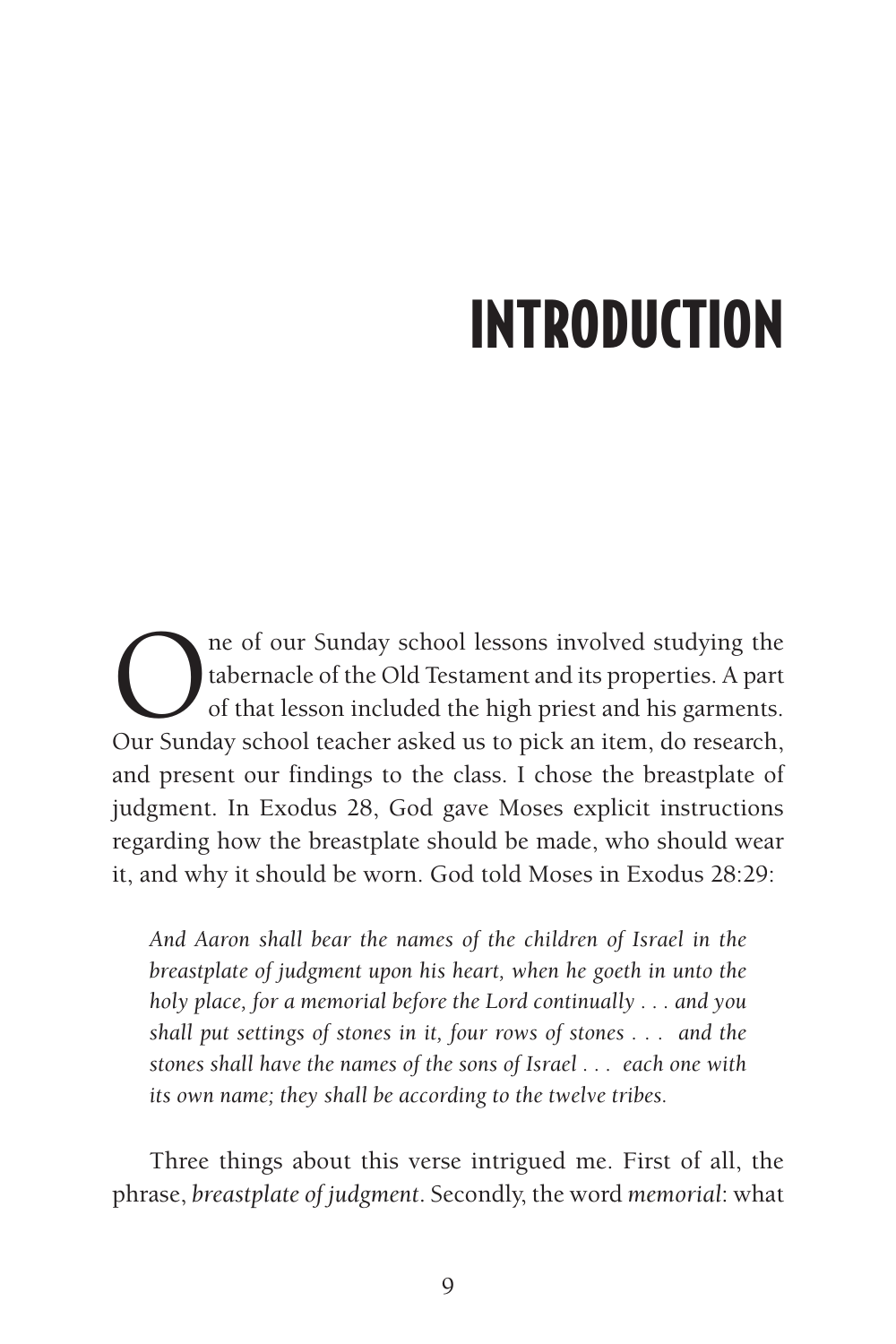# INTRODUCTION

One of our Sunday school lessons involved studying the tabernacle of the Old Testament and its properties. A part of that lesson included the high priest and his garments. Our Sunday school teacher asked us to pick an item, do research, and present our findings to the class. I chose the breastplate of judgment. In Exodus 28, God gave Moses explicit instructions regarding how the breastplate should be made, who should wear it, and why it should be worn. God told Moses in Exodus 28:29:

> *And Aaron shall bear the names of the children of Israel in the breastplate of judgment upon his heart, when he goeth in unto the holy place, for a memorial before the Lord continually . . . and you shall put settings of stones in it, four rows of stones . . . and the stones shall have the names of the sons of Israel . . . each one with its own name; they shall be according to the twelve tribes.*

Three things about this verse intrigued me. First of all, the phrase, *breastplate of judgment*. Secondly, the word *memorial*: what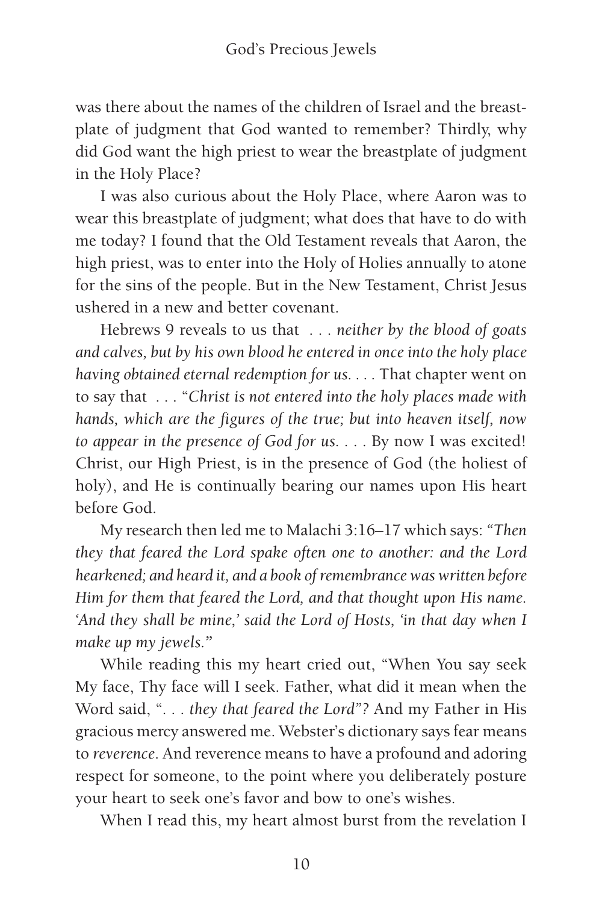was there about the names of the children of Israel and the breastplate of judgment that God wanted to remember? Thirdly, why did God want the high priest to wear the breastplate of judgment in the Holy Place?

I was also curious about the Holy Place, where Aaron was to wear this breastplate of judgment; what does that have to do with me today? I found that the Old Testament reveals that Aaron, the high priest, was to enter into the Holy of Holies annually to atone for the sins of the people. But in the New Testament, Christ Jesus ushered in a new and better covenant.

Hebrews 9 reveals to us that . . . *neither by the blood of goats and calves, but by his own blood he entered in once into the holy place having obtained eternal redemption for us*. . . . That chapter went on to say that . . . "*Christ is not entered into the holy places made with hands, which are the figures of the true; but into heaven itself, now to appear in the presence of God for us*. . . . By now I was excited! Christ, our High Priest, is in the presence of God (the holiest of holy), and He is continually bearing our names upon His heart before God.

My research then led me to Malachi 3:16–17 which says: "*Then they that feared the Lord spake often one to another: and the Lord hearkened; and heard it, and a book of remembrance was written before Him for them that feared the Lord, and that thought upon His name. 'And they shall be mine,' said the Lord of Hosts, 'in that day when I make up my jewels.*"

While reading this my heart cried out, "When You say seek My face, Thy face will I seek. Father, what did it mean when the Word said, ". . . *they that feared the Lord*"? And my Father in His gracious mercy answered me. Webster's dictionary says fear means to *reverence*. And reverence means to have a profound and adoring respect for someone, to the point where you deliberately posture your heart to seek one's favor and bow to one's wishes.

When I read this, my heart almost burst from the revelation I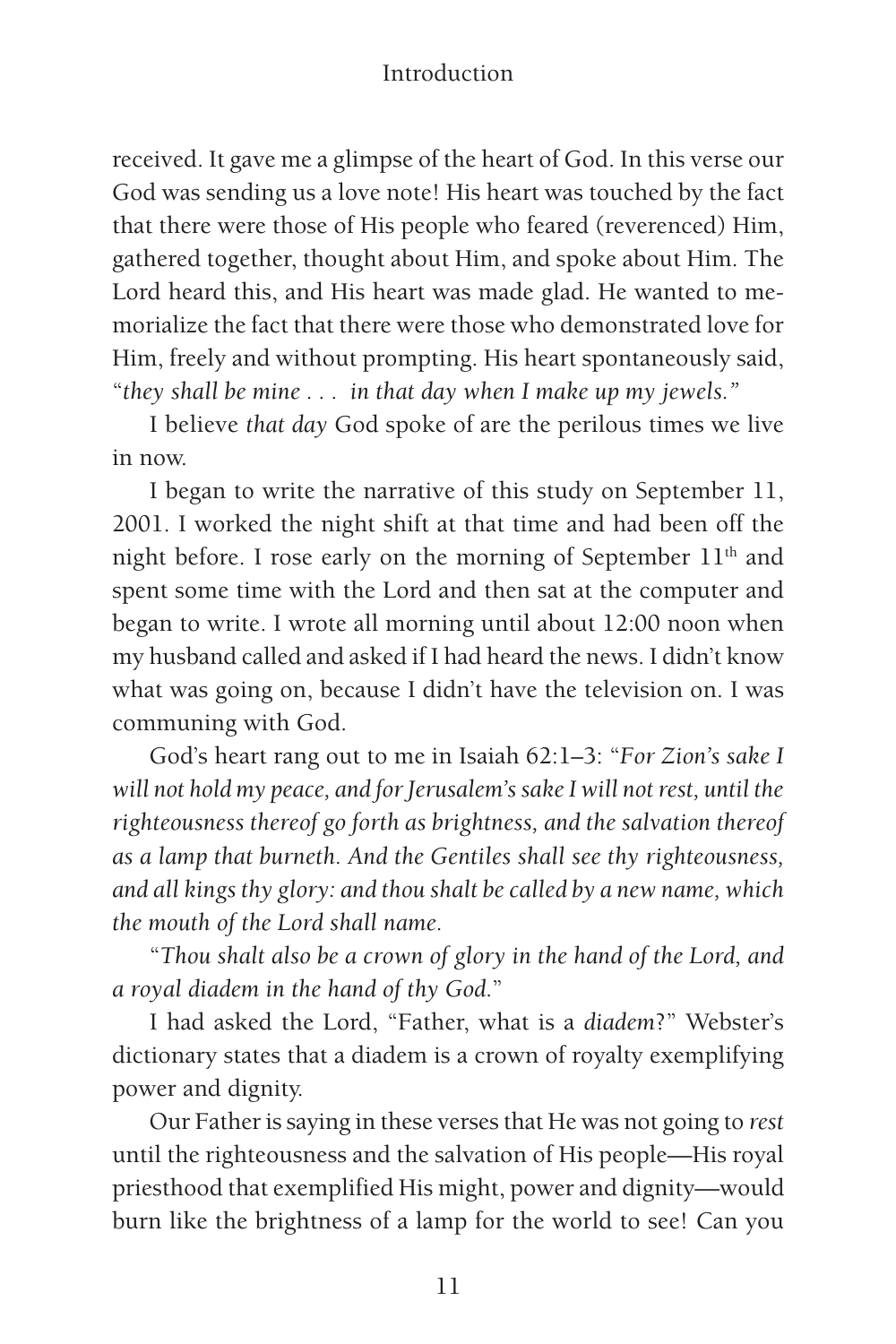received. It gave me a glimpse of the heart of God. In this verse our God was sending us a love note! His heart was touched by the fact that there were those of His people who feared (reverenced) Him, gathered together, thought about Him, and spoke about Him. The Lord heard this, and His heart was made glad. He wanted to memorialize the fact that there were those who demonstrated love for Him, freely and without prompting. His heart spontaneously said, "*they shall be mine . . . in that day when I make up my jewels.*"

I believe *that day* God spoke of are the perilous times we live in now.

I began to write the narrative of this study on September 11, 2001. I worked the night shift at that time and had been off the night before. I rose early on the morning of September 11th and spent some time with the Lord and then sat at the computer and began to write. I wrote all morning until about 12:00 noon when my husband called and asked if I had heard the news. I didn't know what was going on, because I didn't have the television on. I was communing with God.

God's heart rang out to me in Isaiah 62:1–3: "*For Zion's sake I will not hold my peace, and for Jerusalem's sake I will not rest, until the righteousness thereof go forth as brightness, and the salvation thereof as a lamp that burneth. And the Gentiles shall see thy righteousness, and all kings thy glory: and thou shalt be called by a new name, which the mouth of the Lord shall name.*

"*Thou shalt also be a crown of glory in the hand of the Lord, and a royal diadem in the hand of thy God.*"

I had asked the Lord, "Father, what is a *diadem*?" Webster's dictionary states that a diadem is a crown of royalty exemplifying power and dignity.

Our Father is saying in these verses that He was not going to *rest* until the righteousness and the salvation of His people—His royal priesthood that exemplified His might, power and dignity—would burn like the brightness of a lamp for the world to see! Can you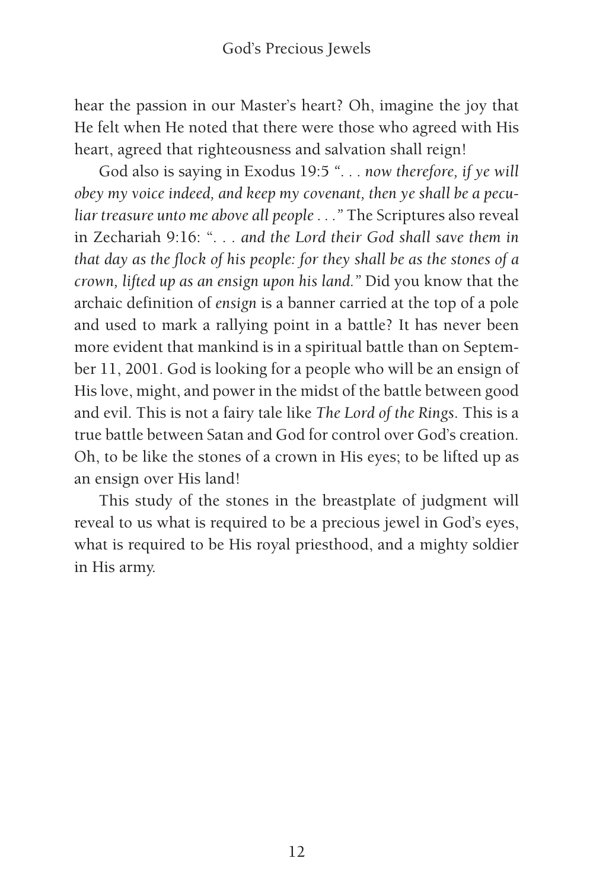hear the passion in our Master's heart? Oh, imagine the joy that He felt when He noted that there were those who agreed with His heart, agreed that righteousness and salvation shall reign!

God also is saying in Exodus 19:5 *". . . now therefore, if ye will obey my voice indeed, and keep my covenant, then ye shall be a peculiar treasure unto me above all people . . ."* The Scriptures also reveal in Zechariah 9:16: *". . . and the Lord their God shall save them in that day as the flock of his people: for they shall be as the stones of a crown, lifted up as an ensign upon his land."* Did you know that the archaic definition of *ensign* is a banner carried at the top of a pole and used to mark a rallying point in a battle? It has never been more evident that mankind is in a spiritual battle than on September 11, 2001. God is looking for a people who will be an ensign of His love, might, and power in the midst of the battle between good and evil. This is not a fairy tale like *The Lord of the Rings*. This is a true battle between Satan and God for control over God's creation. Oh, to be like the stones of a crown in His eyes; to be lifted up as an ensign over His land!

This study of the stones in the breastplate of judgment will reveal to us what is required to be a precious jewel in God's eyes, what is required to be His royal priesthood, and a mighty soldier in His army.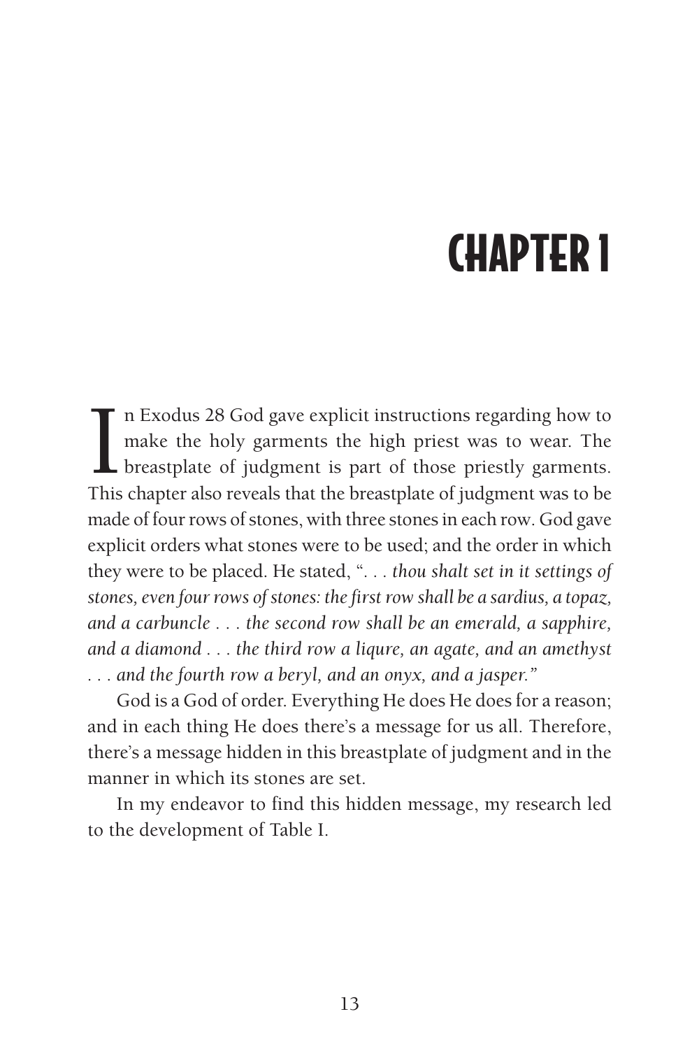# CHAPTER 1

In Exodus 28 God gave explicit instructions regarding how to make the holy garments the high priest was to wear. The breastplate of judgment is part of those priestly garments. This chapter also reveals that the breastplate of judgment was to be made of four rows of stones, with three stones in each row. God gave explicit orders what stones were to be used; and the order in which they were to be placed. He stated, ". . . *thou shalt set in it settings of stones, even four rows of stones: the first row shall be a sardius, a topaz, and a carbuncle . . . the second row shall be an emerald, a sapphire, and a diamond . . . the third row a liqure, an agate, and an amethyst . . . and the fourth row a beryl, and an onyx, and a jasper."*

God is a God of order. Everything He does He does for a reason; and in each thing He does there's a message for us all. Therefore, there's a message hidden in this breastplate of judgment and in the manner in which its stones are set.

In my endeavor to find this hidden message, my research led to the development of Table I.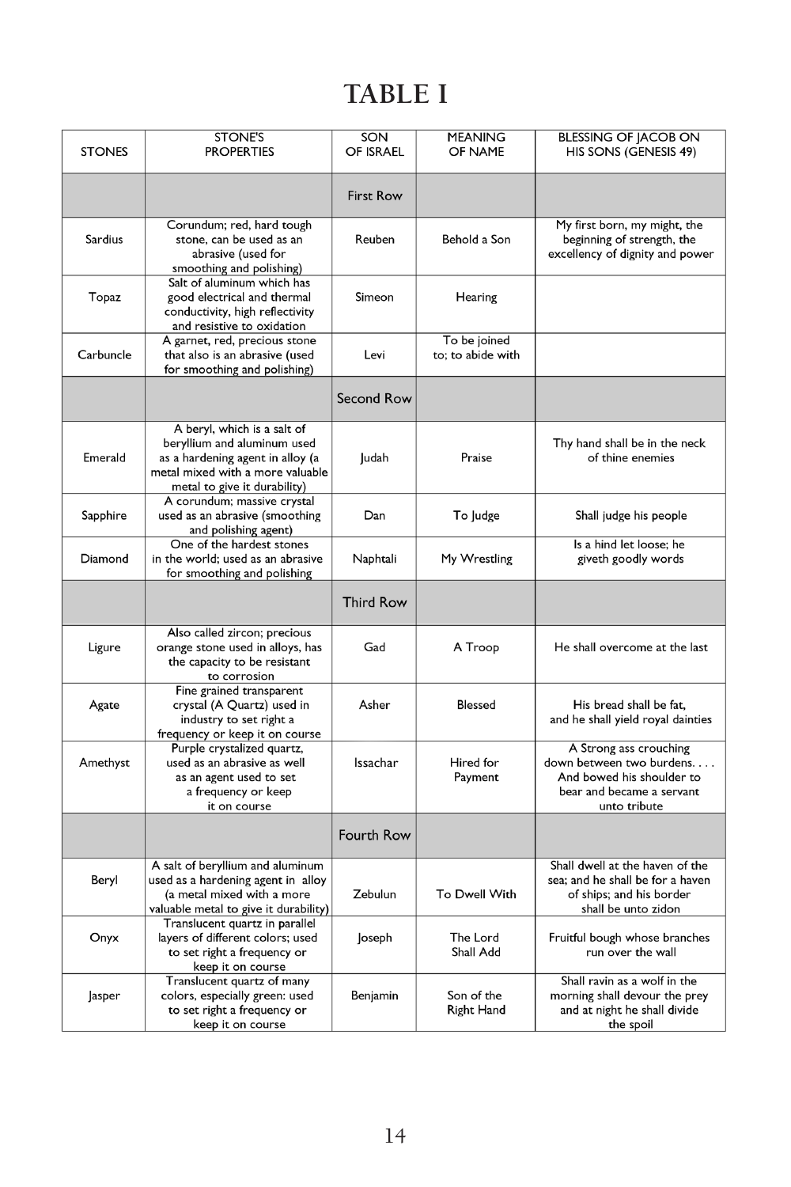# TABLE I

| STONES | STONE'S PROPERTIES | SON OF ISRAEL | MEANING OF NAME | BLESSING OF JACOB ON HIS SONS (GENESIS 49) |
|---|---|---|---|---|
| | | First Row | | |
| Sardius | Corundum; red, hard tough stone, can be used as an abrasive (used for smoothing and polishing) | Reuben | Behold a Son | My first born, my might, the beginning of strength, the excellency of dignity and power |
| Topaz | Salt of aluminum which has good electrical and thermal conductivity, high reflectivity and resistive to oxidation | Simeon | Hearing | |
| Carbuncle | A garnet, red, precious stone that also is an abrasive (used for smoothing and polishing) | Levi | To be joined to; to abide with | |
| | | Second Row | | |
| Emerald | A beryl, which is a salt of beryllium and aluminum used as a hardening agent in alloy (a metal mixed with a more valuable metal to give it durability) | Judah | Praise | Thy hand shall be in the neck of thine enemies |
| Sapphire | A corundum; massive crystal used as an abrasive (smoothing and polishing agent) | Dan | To Judge | Shall judge his people |
| Diamond | One of the hardest stones in the world; used as an abrasive for smoothing and polishing | Naphtali | My Wrestling | Is a hind let loose; he giveth goodly words |
| | | Third Row | | |
| Ligure | Also called zircon; precious orange stone used in alloys, has the capacity to be resistant to corrosion | Gad | A Troop | He shall overcome at the last |
| Agate | Fine grained transparent crystal (A Quartz) used in industry to set right a frequency or keep it on course | Asher | Blessed | His bread shall be fat, and he shall yield royal dainties |
| Amethyst | Purple crystalized quartz, used as an abrasive as well as an agent used to set a frequency or keep it on course | Issachar | Hired for Payment | A Strong ass crouching down between two burdens. . . . And bowed his shoulder to bear and became a servant unto tribute |
| | | Fourth Row | | |
| Beryl | A salt of beryllium and aluminum used as a hardening agent in alloy (a metal mixed with a more valuable metal to give it durability) | Zebulun | To Dwell With | Shall dwell at the haven of the sea; and he shall be for a haven of ships; and his border shall be unto zidon |
| Onyx | Translucent quartz in parallel layers of different colors; used to set right a frequency or keep it on course | Joseph | The Lord Shall Add | Fruitful bough whose branches run over the wall |
| Jasper | Translucent quartz of many colors, especially green: used to set right a frequency or keep it on course | Benjamin | Son of the Right Hand | Shall ravin as a wolf in the morning shall devour the prey and at night he shall divide the spoil |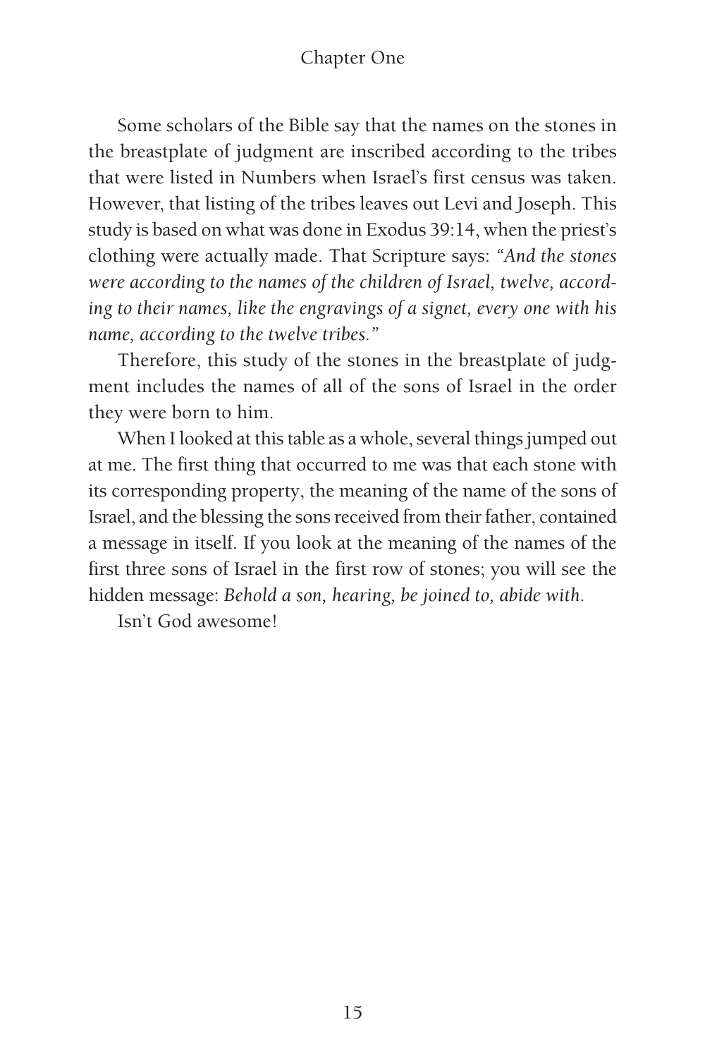Some scholars of the Bible say that the names on the stones in the breastplate of judgment are inscribed according to the tribes that were listed in Numbers when Israel's first census was taken. However, that listing of the tribes leaves out Levi and Joseph. This study is based on what was done in Exodus 39:14, when the priest's clothing were actually made. That Scripture says: *"And the stones were according to the names of the children of Israel, twelve, according to their names, like the engravings of a signet, every one with his name, according to the twelve tribes."*

Therefore, this study of the stones in the breastplate of judgment includes the names of all of the sons of Israel in the order they were born to him.

When I looked at this table as a whole, several things jumped out at me. The first thing that occurred to me was that each stone with its corresponding property, the meaning of the name of the sons of Israel, and the blessing the sons received from their father, contained a message in itself. If you look at the meaning of the names of the first three sons of Israel in the first row of stones; you will see the hidden message: *Behold a son, hearing, be joined to, abide with.*

Isn't God awesome!